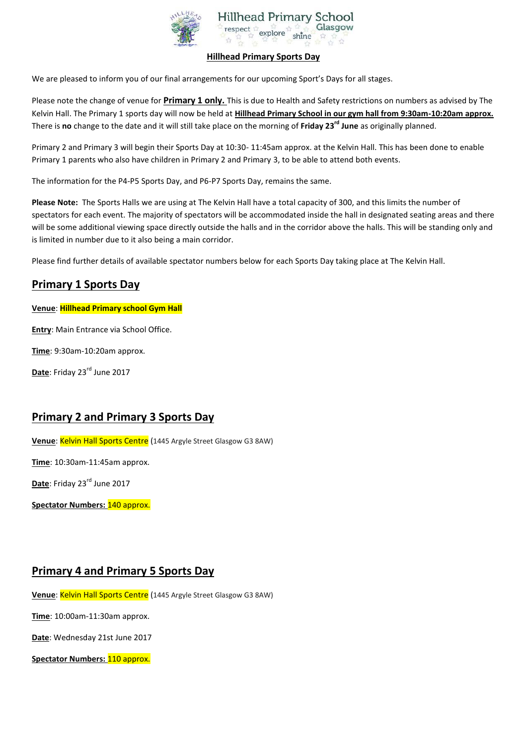Hillhead Primary School
respect explore shine Glasgow

**Hillhead Primary Sports Day**

We are pleased to inform you of our final arrangements for our upcoming Sport's Days for all stages.

Please note the change of venue for **Primary 1 only.** This is due to Health and Safety restrictions on numbers as advised by The Kelvin Hall. The Primary 1 sports day will now be held at **Hillhead Primary School in our gym hall from 9:30am-10:20am approx.** There is **no** change to the date and it will still take place on the morning of **Friday 23rd June** as originally planned.

Primary 2 and Primary 3 will begin their Sports Day at 10:30- 11:45am approx. at the Kelvin Hall. This has been done to enable Primary 1 parents who also have children in Primary 2 and Primary 3, to be able to attend both events.

The information for the P4-P5 Sports Day, and P6-P7 Sports Day, remains the same.

**Please Note:** The Sports Halls we are using at The Kelvin Hall have a total capacity of 300, and this limits the number of spectators for each event. The majority of spectators will be accommodated inside the hall in designated seating areas and there will be some additional viewing space directly outside the halls and in the corridor above the halls. This will be standing only and is limited in number due to it also being a main corridor.

Please find further details of available spectator numbers below for each Sports Day taking place at The Kelvin Hall.

## Primary 1 Sports Day

**Venue**: **Hillhead Primary school Gym Hall**

**Entry**: Main Entrance via School Office.

**Time**: 9:30am-10:20am approx.

**Date**: Friday 23rd June 2017

## Primary 2 and Primary 3 Sports Day

**Venue**: Kelvin Hall Sports Centre (1445 Argyle Street Glasgow G3 8AW)

**Time**: 10:30am-11:45am approx.

**Date**: Friday 23rd June 2017

**Spectator Numbers:** 140 approx.

## Primary 4 and Primary 5 Sports Day

**Venue**: Kelvin Hall Sports Centre (1445 Argyle Street Glasgow G3 8AW)

**Time**: 10:00am-11:30am approx.

**Date**: Wednesday 21st June 2017

**Spectator Numbers:** 110 approx.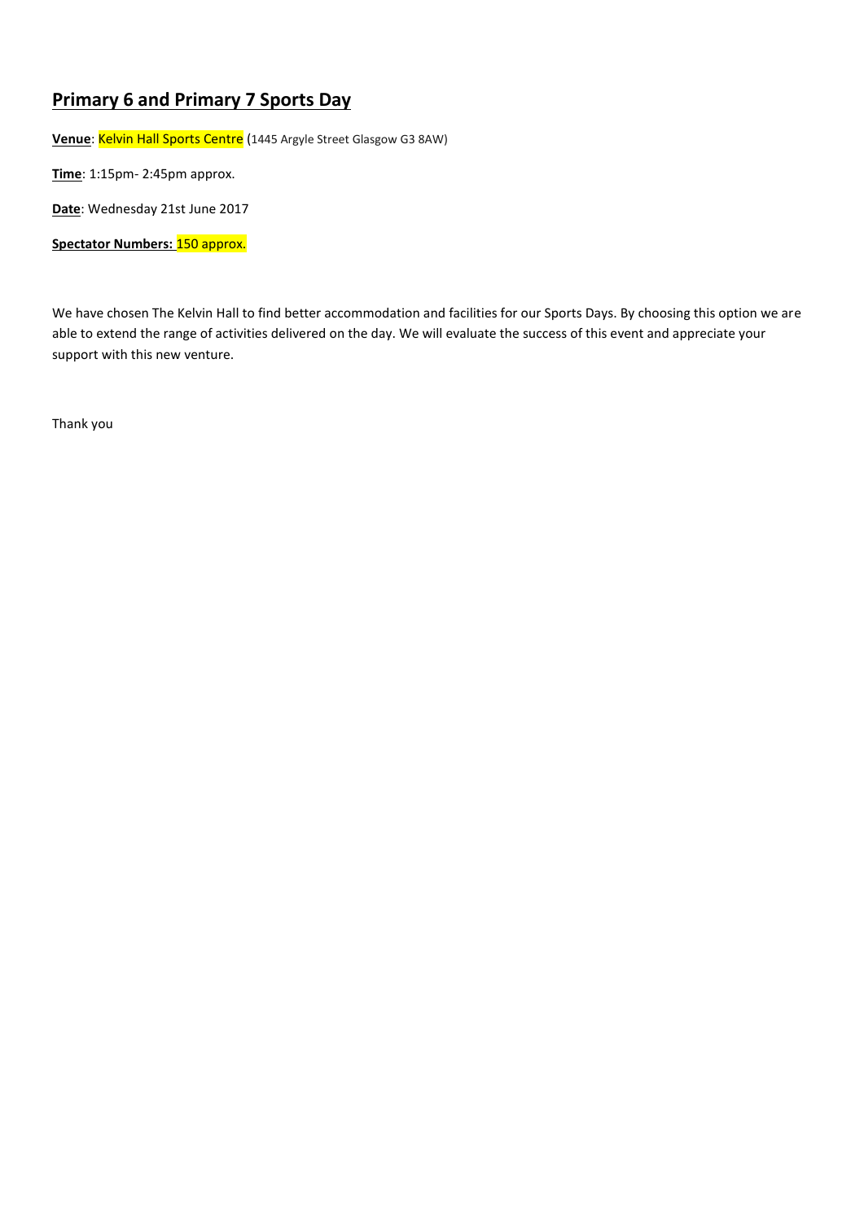## Primary 6 and Primary 7 Sports Day

**Venue**: Kelvin Hall Sports Centre (1445 Argyle Street Glasgow G3 8AW)

**Time**: 1:15pm- 2:45pm approx.

**Date**: Wednesday 21st June 2017

**Spectator Numbers:** 150 approx.

We have chosen The Kelvin Hall to find better accommodation and facilities for our Sports Days. By choosing this option we are able to extend the range of activities delivered on the day. We will evaluate the success of this event and appreciate your support with this new venture.

Thank you